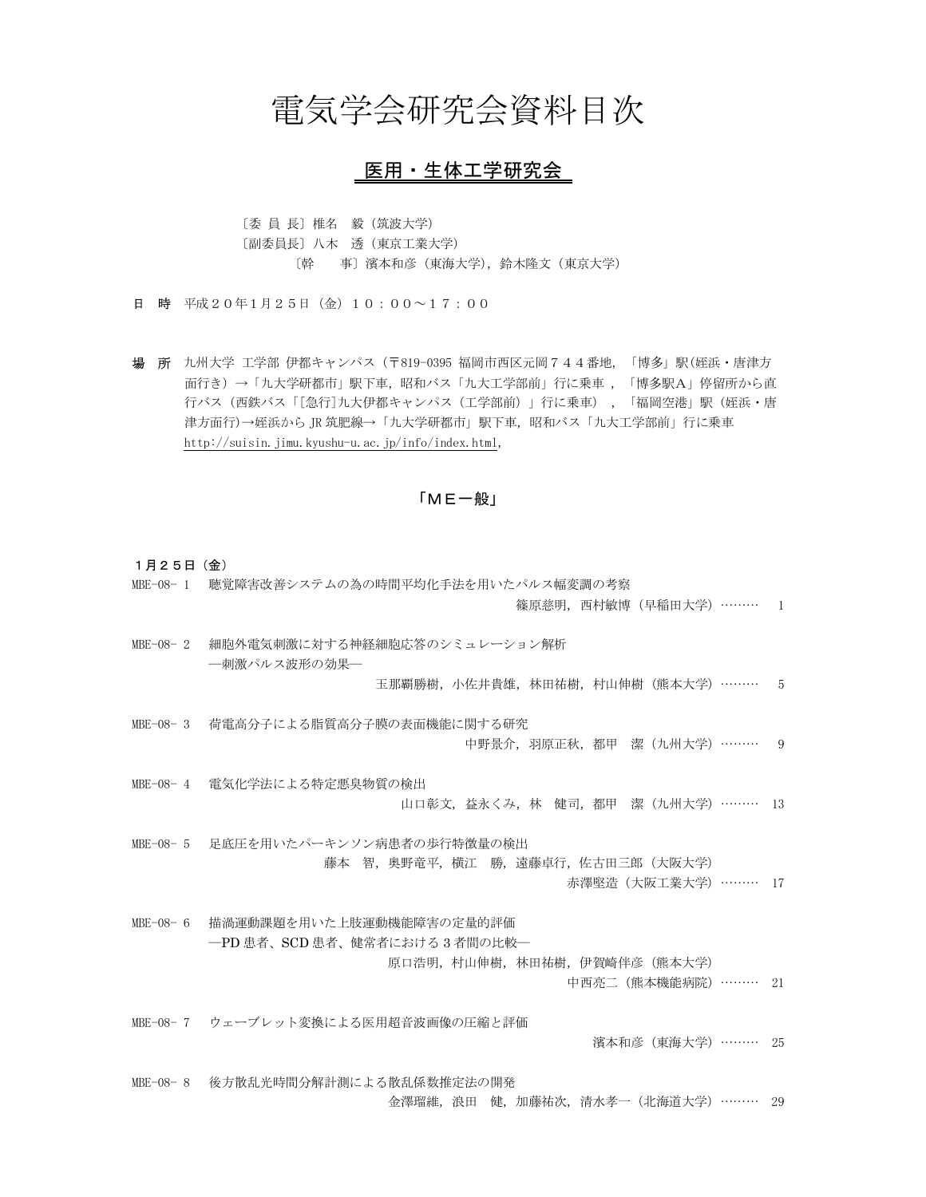# 電気学会研究会資料目次

## 医用・生体工学研究会

〔委 員 長〕椎名　毅（筑波大学）
〔副委員長〕八木　透（東京工業大学）
〔幹　　事〕濱本和彦（東海大学），鈴木隆文（東京大学）

**日　時**　平成２０年1月２５日（金）１０：００～１７：００

**場　所**　九州大学 工学部 伊都キャンパス（〒819-0395 福岡市西区元岡７４４番地，「博多」駅(姪浜・唐津方面行き）→「九大学研都市」駅下車，昭和バス「九大工学部前」行に乗車，「博多駅A」停留所から直行バス（西鉄バス「[急行]九大伊都キャンパス（工学部前）」行に乗車），「福岡空港」駅（姪浜・唐津方面行)→姪浜から JR 筑肥線→「九大学研都市」駅下車，昭和バス「九大工学部前」行に乗車
http://suisin.jimu.kyushu-u.ac.jp/info/index.html,

### 「ＭＥ一般」

**1月２５日（金）**

MBE-08- 1　聴覚障害改善システムの為の時間平均化手法を用いたパルス幅変調の考察
篠原慈明，西村敏博（早稲田大学）……… 1

MBE-08- 2　細胞外電気刺激に対する神経細胞応答のシミュレーション解析
—刺激パルス波形の効果—
玉那覇勝樹，小佐井貴雄，林田祐樹，村山伸樹（熊本大学）……… 5

MBE-08- 3　荷電高分子による脂質高分子膜の表面機能に関する研究
中野景介，羽原正秋，都甲　潔（九州大学）……… 9

MBE-08- 4　電気化学法による特定悪臭物質の検出
山口彰文，益永くみ，林　健司，都甲　潔（九州大学）……… 13

MBE-08- 5　足底圧を用いたパーキンソン病患者の歩行特徴量の検出
藤本　智，奥野竜平，横江　勝，遠藤卓行，佐古田三郎（大阪大学）
赤澤堅造（大阪工業大学）……… 17

MBE-08- 6　描渦運動課題を用いた上肢運動機能障害の定量的評価
—PD 患者、SCD 患者、健常者における３者間の比較—
原口浩明，村山伸樹，林田祐樹，伊賀崎伴彦（熊本大学）
中西亮二（熊本機能病院）……… 21

MBE-08- 7　ウェーブレット変換による医用超音波画像の圧縮と評価
濱本和彦（東海大学）……… 25

MBE-08- 8　後方散乱光時間分解計測による散乱係数推定法の開発
金澤瑠維，浪田　健，加藤祐次，清水孝一（北海道大学）……… 29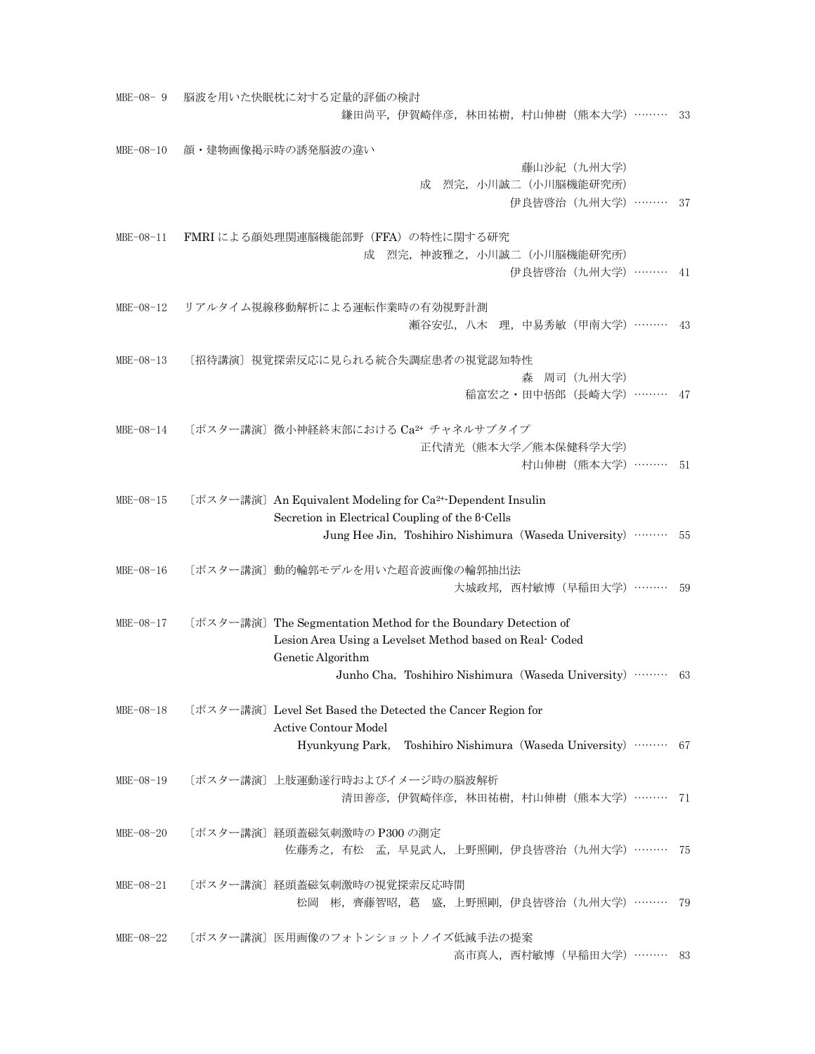MBE-08- 9　脳波を用いた快眠枕に対する定量的評価の検討
鎌田尚平，伊賀崎伴彦，林田祐樹，村山伸樹（熊本大学）……… 33

MBE-08-10　顔・建物画像掲示時の誘発脳波の違い
藤山沙紀（九州大学）
成　烈完，小川誠二（小川脳機能研究所）
伊良皆啓治（九州大学）……… 37

MBE-08-11　FMRI による顔処理関連脳機能部野（FFA）の特性に関する研究
成　烈完，神波雅之，小川誠二（小川脳機能研究所）
伊良皆啓治（九州大学）……… 41

MBE-08-12　リアルタイム視線移動解析による運転作業時の有効視野計測
瀬谷安弘，八木　理，中易秀敏（甲南大学）……… 43

MBE-08-13　〔招待講演〕視覚探索反応に見られる統合失調症患者の視覚認知特性
森　周司（九州大学）
稲富宏之・田中悟郎（長崎大学）……… 47

MBE-08-14　〔ポスター講演〕微小神経終末部における $Ca^{2+}$ チャネルサブタイプ
正代清光（熊本大学／熊本保健科学大学）
村山伸樹（熊本大学）……… 51

MBE-08-15　〔ポスター講演〕An Equivalent Modeling for $Ca^{2+}$-Dependent Insulin Secretion in Electrical Coupling of the β-Cells
Jung Hee Jin，Toshihiro Nishimura（Waseda University）……… 55

MBE-08-16　〔ポスター講演〕動的輪郭モデルを用いた超音波画像の輪郭抽出法
大城政邦，西村敏博（早稲田大学）……… 59

MBE-08-17　〔ポスター講演〕The Segmentation Method for the Boundary Detection of Lesion Area Using a Levelset Method based on Real- Coded Genetic Algorithm
Junho Cha，Toshihiro Nishimura（Waseda University）……… 63

MBE-08-18　〔ポスター講演〕Level Set Based the Detected the Cancer Region for Active Contour Model
Hyunkyung Park，　Toshihiro Nishimura（Waseda University）……… 67

MBE-08-19　〔ポスター講演〕上肢運動遂行時およびイメージ時の脳波解析
清田善彦，伊賀崎伴彦，林田祐樹，村山伸樹（熊本大学）……… 71

MBE-08-20　〔ポスター講演〕経頭蓋磁気刺激時の P300 の測定
佐藤秀之，有松　孟，早見武人，上野照剛，伊良皆啓治（九州大学）……… 75

MBE-08-21　〔ポスター講演〕経頭蓋磁気刺激時の視覚探索反応時間
松岡　彬，齊藤智昭，葛　盛，上野照剛，伊良皆啓治（九州大学）……… 79

MBE-08-22　〔ポスター講演〕医用画像のフォトンショットノイズ低減手法の提案
高市真人，西村敏博（早稲田大学）……… 83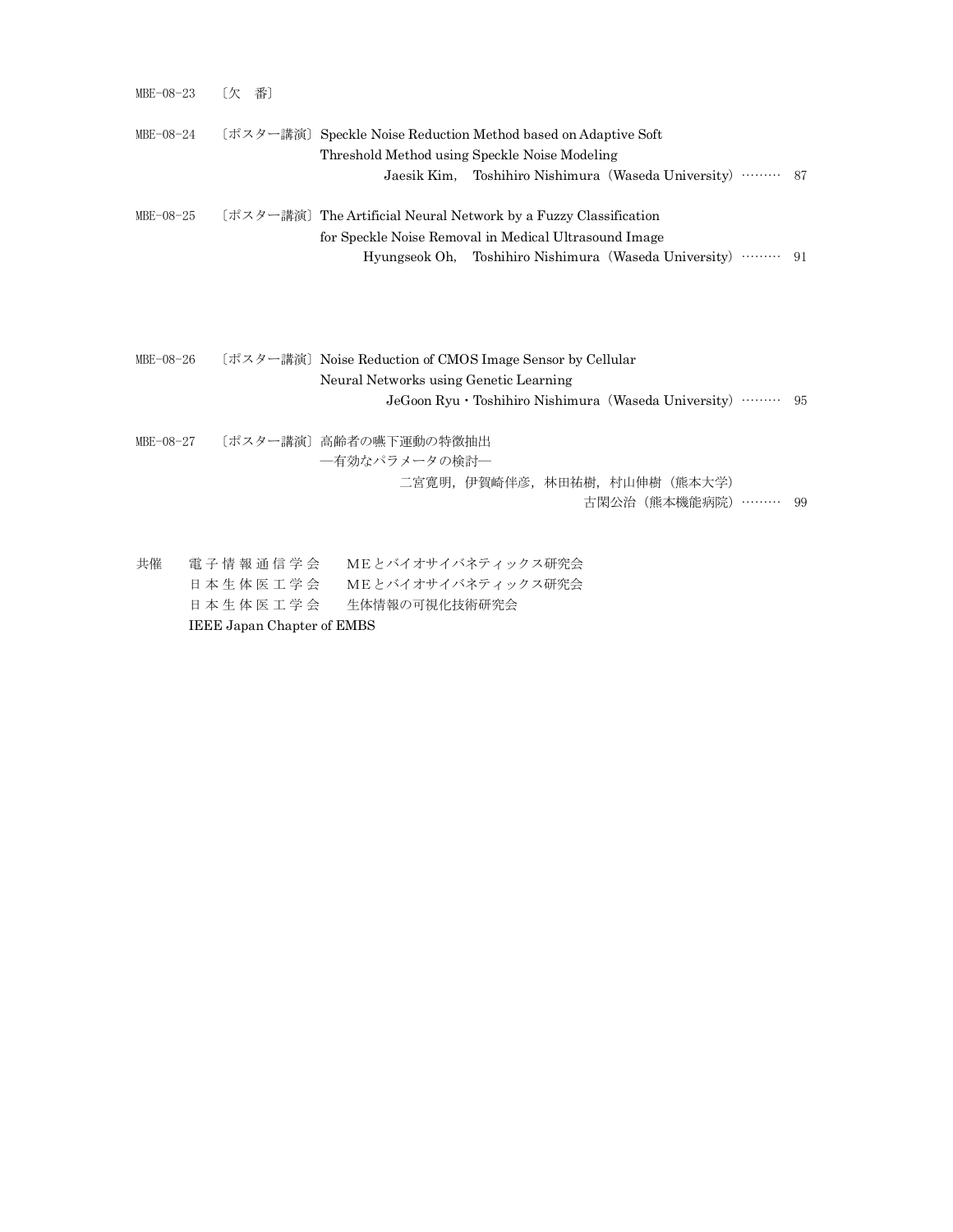MBE-08-23 〔欠　番〕

MBE-08-24 〔ポスター講演〕Speckle Noise Reduction Method based on Adaptive Soft Threshold Method using Speckle Noise Modeling
Jaesik Kim,　Toshihiro Nishimura（Waseda University）……… 87

MBE-08-25 〔ポスター講演〕The Artificial Neural Network by a Fuzzy Classification for Speckle Noise Removal in Medical Ultrasound Image
Hyungseok Oh,　Toshihiro Nishimura（Waseda University）……… 91

MBE-08-26 〔ポスター講演〕Noise Reduction of CMOS Image Sensor by Cellular Neural Networks using Genetic Learning
JeGoon Ryu・Toshihiro Nishimura（Waseda University）……… 95

MBE-08-27 〔ポスター講演〕高齢者の嚥下運動の特徴抽出
―有効なパラメータの検討―
二宮寛明，伊賀崎伴彦，林田祐樹，村山伸樹（熊本大学）
古閑公治（熊本機能病院）……… 99

共催　電子情報通信学会　ＭＥとバイオサイバネティックス研究会
日本生体医工学会　ＭＥとバイオサイバネティックス研究会
日本生体医工学会　生体情報の可視化技術研究会
IEEE Japan Chapter of EMBS